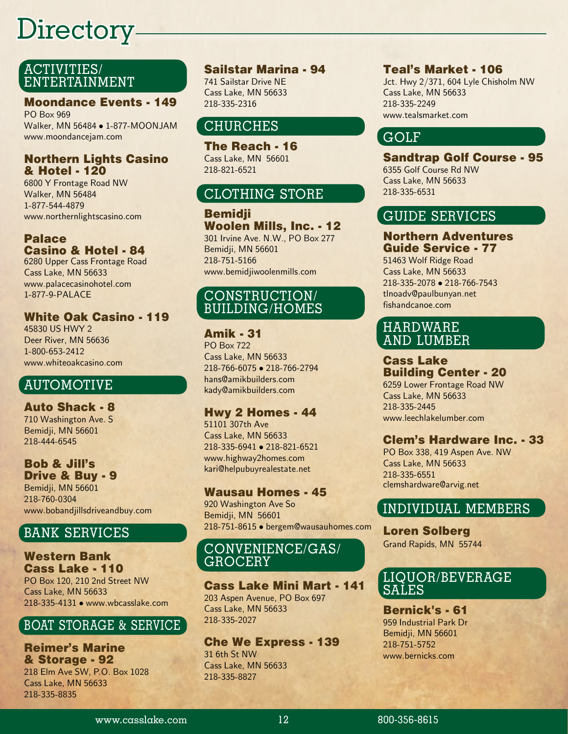# Directory

## ACTIVITIES/ ENTERTAINMENT

### Moondance Events - 149
PO Box 969
Walker, MN 56484 • 1-877-MOONJAM
www.moondancejam.com

### Northern Lights Casino & Hotel - 120
6800 Y Frontage Road NW
Walker, MN 56484
1-877-544-4879
www.northernlightscasino.com

### Palace Casino & Hotel - 84
6280 Upper Cass Frontage Road
Cass Lake, MN 56633
www.palacecasinohotel.com
1-877-9-PALACE

### White Oak Casino - 119
45830 US HWY 2
Deer River, MN 56636
1-800-653-2412
www.whiteoakcasino.com

## AUTOMOTIVE

### Auto Shack - 8
710 Washington Ave. S
Bemidji, MN 56601
218-444-6545

### Bob & Jill's Drive & Buy - 9
Bemidji, MN 56601
218-760-0304
www.bobandjillsdriveandbuy.com

## BANK SERVICES

### Western Bank Cass Lake - 110
PO Box 120, 210 2nd Street NW
Cass Lake, MN 56633
218-335-4131 • www.wbcasslake.com

## BOAT STORAGE & SERVICE

### Reimer's Marine & Storage - 92
218 Elm Ave SW, P.O. Box 1028
Cass Lake, MN 56633
218-335-8835

### Sailstar Marina - 94
741 Sailstar Drive NE
Cass Lake, MN 56633
218-335-2316

## CHURCHES

### The Reach - 16
Cass Lake, MN 56601
218-821-6521

## CLOTHING STORE

### Bemidji Woolen Mills, Inc. - 12
301 Irvine Ave. N.W., PO Box 277
Bemidji, MN 56601
218-751-5166
www.bemidjiwoolenmills.com

## CONSTRUCTION/ BUILDING/HOMES

### Amik - 31
PO Box 722
Cass Lake, MN 56633
218-766-6075 • 218-766-2794
hans@amikbuilders.com
kady@amikbuilders.com

### Hwy 2 Homes - 44
51101 307th Ave
Cass Lake, MN 56633
218-335-6941 • 218-821-6521
www.highway2homes.com
kari@helpubuyrealestate.net

### Wausau Homes - 45
920 Washington Ave So
Bemidji, MN 56601
218-751-8615 • bergem@wausauhomes.com

## CONVENIENCE/GAS/ GROCERY

### Cass Lake Mini Mart - 141
203 Aspen Avenue, PO Box 697
Cass Lake, MN 56633
218-335-2027

### Che We Express - 139
31 6th St NW
Cass Lake, MN 56633
218-335-8827

### Teal's Market - 106
Jct. Hwy 2/371, 604 Lyle Chisholm NW
Cass Lake, MN 56633
218-335-2249
www.tealsmarket.com

## GOLF

### Sandtrap Golf Course - 95
6355 Golf Course Rd NW
Cass Lake, MN 56633
218-335-6531

## GUIDE SERVICES

### Northern Adventures Guide Service - 77
51463 Wolf Ridge Road
Cass Lake, MN 56633
218-335-2078 • 218-766-7543
tlnoadv@paulbunyan.net
fishandcanoe.com

## HARDWARE AND LUMBER

### Cass Lake Building Center - 20
6259 Lower Frontage Road NW
Cass Lake, MN 56633
218-335-2445
www.leechlakelumber.com

### Clem's Hardware Inc. - 33
PO Box 338, 419 Aspen Ave. NW
Cass Lake, MN 56633
218-335-6551
clemshardware@arvig.net

## INDIVIDUAL MEMBERS

### Loren Solberg
Grand Rapids, MN 55744

## LIQUOR/BEVERAGE SALES

### Bernick's - 61
959 Industrial Park Dr
Bemidji, MN 56601
218-751-5752
www.bernicks.com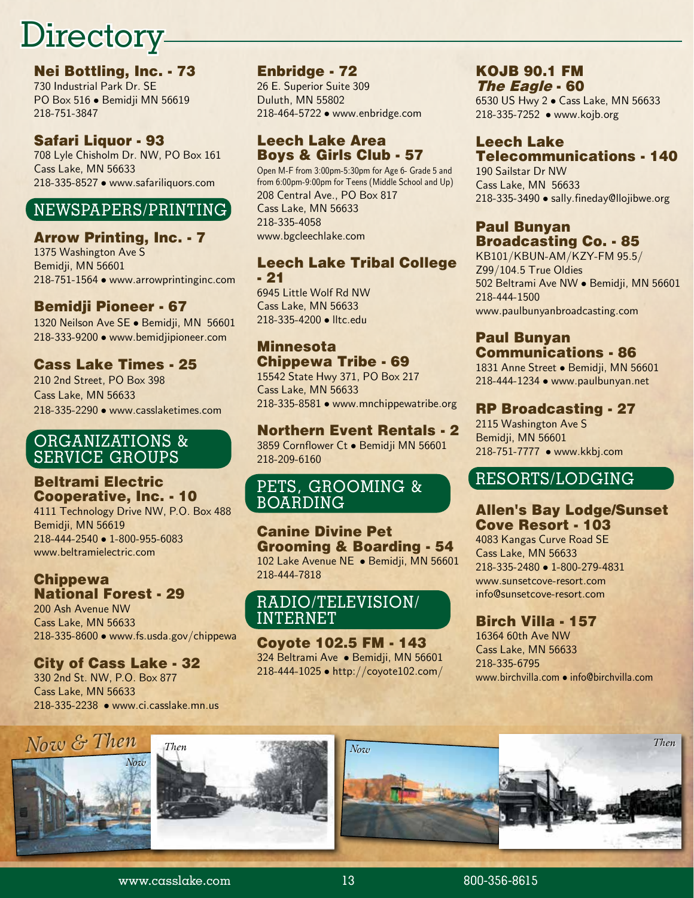# Directory

### Nei Bottling, Inc. - 73
730 Industrial Park Dr. SE
PO Box 516 • Bemidji MN 56619
218-751-3847

### Safari Liquor - 93
708 Lyle Chisholm Dr. NW, PO Box 161
Cass Lake, MN 56633
218-335-8527 • www.safariliquors.com

## NEWSPAPERS/PRINTING

### Arrow Printing, Inc. - 7
1375 Washington Ave S
Bemidji, MN 56601
218-751-1564 • www.arrowprintinginc.com

### Bemidji Pioneer - 67
1320 Neilson Ave SE • Bemidji, MN 56601
218-333-9200 • www.bemidjipioneer.com

### Cass Lake Times - 25
210 2nd Street, PO Box 398
Cass Lake, MN 56633
218-335-2290 • www.casslaketimes.com

## ORGANIZATIONS & SERVICE GROUPS

### Beltrami Electric Cooperative, Inc. - 10
4111 Technology Drive NW, P.O. Box 488
Bemidji, MN 56619
218-444-2540 • 1-800-955-6083
www.beltramielectric.com

### Chippewa National Forest - 29
200 Ash Avenue NW
Cass Lake, MN 56633
218-335-8600 • www.fs.usda.gov/chippewa

### City of Cass Lake - 32
330 2nd St. NW, P.O. Box 877
Cass Lake, MN 56633
218-335-2238 • www.ci.casslake.mn.us

### Enbridge - 72
26 E. Superior Suite 309
Duluth, MN 55802
218-464-5722 • www.enbridge.com

### Leech Lake Area Boys & Girls Club - 57
Open M-F from 3:00pm-5:30pm for Age 6- Grade 5 and from 6:00pm-9:00pm for Teens (Middle School and Up)
208 Central Ave., PO Box 817
Cass Lake, MN 56633
218-335-4058
www.bgcleechlake.com

### Leech Lake Tribal College - 21
6945 Little Wolf Rd NW
Cass Lake, MN 56633
218-335-4200 • lltc.edu

### Minnesota Chippewa Tribe - 69
15542 State Hwy 371, PO Box 217
Cass Lake, MN 56633
218-335-8581 • www.mnchippewatribe.org

### Northern Event Rentals - 2
3859 Cornflower Ct • Bemidji MN 56601
218-209-6160

## PETS, GROOMING & BOARDING

### Canine Divine Pet Grooming & Boarding - 54
102 Lake Avenue NE • Bemidji, MN 56601
218-444-7818

## RADIO/TELEVISION/INTERNET

### Coyote 102.5 FM - 143
324 Beltrami Ave • Bemidji, MN 56601
218-444-1025 • http://coyote102.com/

### KOJB 90.1 FM *The Eagle* - 60
6530 US Hwy 2 • Cass Lake, MN 56633
218-335-7252 • www.kojb.org

### Leech Lake Telecommunications - 140
190 Sailstar Dr NW
Cass Lake, MN 56633
218-335-3490 • sally.fineday@llojibwe.org

### Paul Bunyan Broadcasting Co. - 85
KB101/KBUN-AM/KZY-FM 95.5/Z99/104.5 True Oldies
502 Beltrami Ave NW • Bemidji, MN 56601
218-444-1500
www.paulbunyanbroadcasting.com

### Paul Bunyan Communications - 86
1831 Anne Street • Bemidji, MN 56601
218-444-1234 • www.paulbunyan.net

### RP Broadcasting - 27
2115 Washington Ave S
Bemidji, MN 56601
218-751-7777 • www.kkbj.com

## RESORTS/LODGING

### Allen's Bay Lodge/Sunset Cove Resort - 103
4083 Kangas Curve Road SE
Cass Lake, MN 56633
218-335-2480 • 1-800-279-4831
www.sunsetcove-resort.com
info@sunsetcove-resort.com

### Birch Villa - 157
16364 60th Ave NW
Cass Lake, MN 56633
218-335-6795
www.birchvilla.com • info@birchvilla.com

*Now & Then*

Now

Then

Now

Then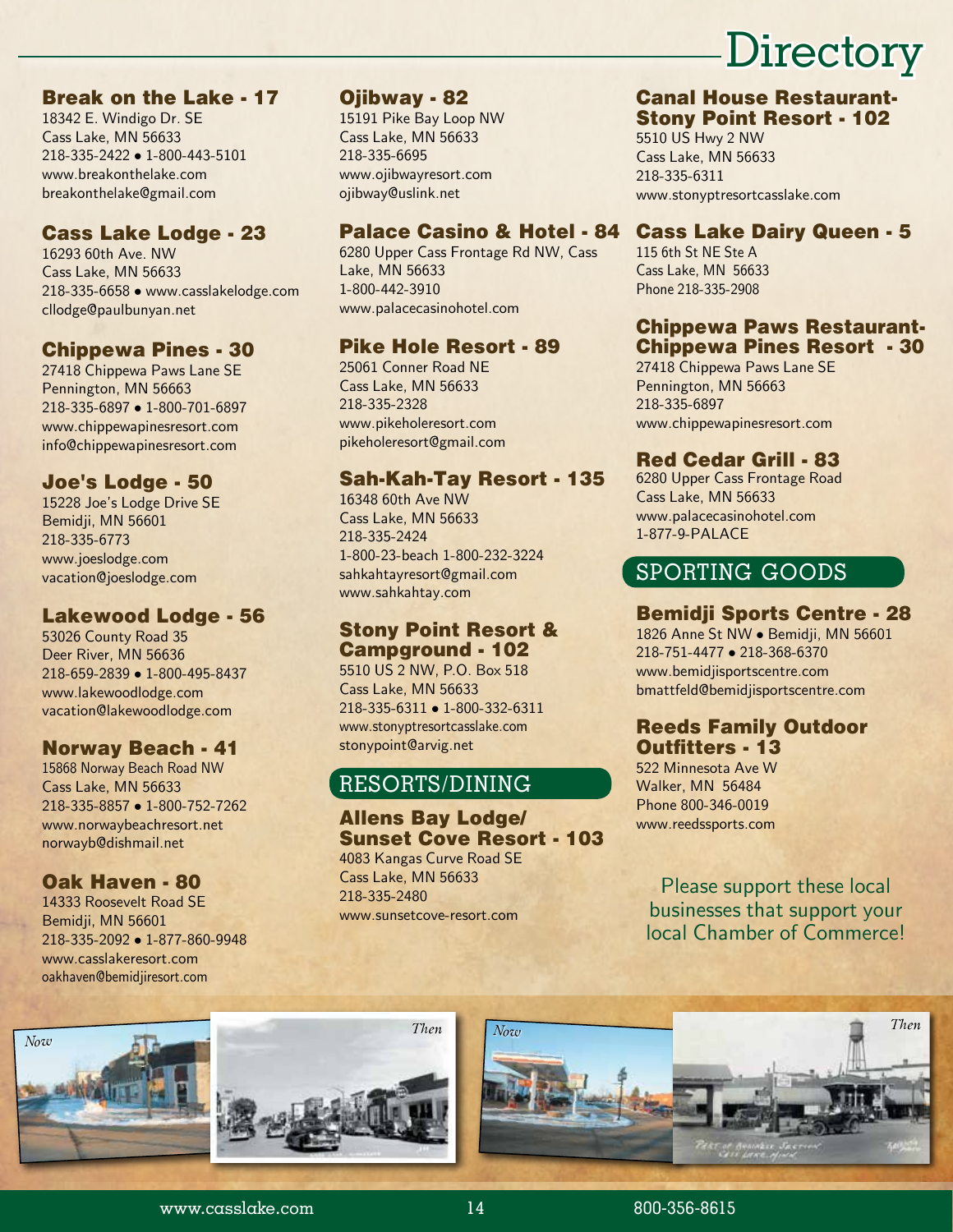# Directory

### Break on the Lake - 17
18342 E. Windigo Dr. SE
Cass Lake, MN 56633
218-335-2422 • 1-800-443-5101
www.breakonthelake.com
breakonthelake@gmail.com

### Cass Lake Lodge - 23
16293 60th Ave. NW
Cass Lake, MN 56633
218-335-6658 • www.casslakelodge.com
cllodge@paulbunyan.net

### Chippewa Pines - 30
27418 Chippewa Paws Lane SE
Pennington, MN 56663
218-335-6897 • 1-800-701-6897
www.chippewapinesresort.com
info@chippewapinesresort.com

### Joe's Lodge - 50
15228 Joe's Lodge Drive SE
Bemidji, MN 56601
218-335-6773
www.joeslodge.com
vacation@joeslodge.com

### Lakewood Lodge - 56
53026 County Road 35
Deer River, MN 56636
218-659-2839 • 1-800-495-8437
www.lakewoodlodge.com
vacation@lakewoodlodge.com

### Norway Beach - 41
15868 Norway Beach Road NW
Cass Lake, MN 56633
218-335-8857 • 1-800-752-7262
www.norwaybeachresort.net
norwayb@dishmail.net

### Oak Haven - 80
14333 Roosevelt Road SE
Bemidji, MN 56601
218-335-2092 • 1-877-860-9948
www.casslakeresort.com
oakhaven@bemidjiresort.com

### Ojibway - 82
15191 Pike Bay Loop NW
Cass Lake, MN 56633
218-335-6695
www.ojibwayresort.com
ojibway@uslink.net

### Palace Casino & Hotel - 84
6280 Upper Cass Frontage Rd NW, Cass Lake, MN 56633
1-800-442-3910
www.palacecasinohotel.com

### Pike Hole Resort - 89
25061 Conner Road NE
Cass Lake, MN 56633
218-335-2328
www.pikeholeresort.com
pikeholeresort@gmail.com

### Sah-Kah-Tay Resort - 135
16348 60th Ave NW
Cass Lake, MN 56633
218-335-2424
1-800-23-beach 1-800-232-3224
sahkahtayresort@gmail.com
www.sahkahtay.com

### Stony Point Resort & Campground - 102
5510 US 2 NW, P.O. Box 518
Cass Lake, MN 56633
218-335-6311 • 1-800-332-6311
www.stonyptresortcasslake.com
stonypoint@arvig.net

## RESORTS/DINING

### Allens Bay Lodge/ Sunset Cove Resort - 103
4083 Kangas Curve Road SE
Cass Lake, MN 56633
218-335-2480
www.sunsetcove-resort.com

### Canal House Restaurant- Stony Point Resort - 102
5510 US Hwy 2 NW
Cass Lake, MN 56633
218-335-6311
www.stonyptresortcasslake.com

### Cass Lake Dairy Queen - 5
115 6th St NE Ste A
Cass Lake, MN 56633
Phone 218-335-2908

### Chippewa Paws Restaurant- Chippewa Pines Resort - 30
27418 Chippewa Paws Lane SE
Pennington, MN 56663
218-335-6897
www.chippewapinesresort.com

### Red Cedar Grill - 83
6280 Upper Cass Frontage Road
Cass Lake, MN 56633
www.palacecasinohotel.com
1-877-9-PALACE

## SPORTING GOODS

### Bemidji Sports Centre - 28
1826 Anne St NW • Bemidji, MN 56601
218-751-4477 • 218-368-6370
www.bemidjisportscentre.com
bmattfeld@bemidjisportscentre.com

### Reeds Family Outdoor Outfitters - 13
522 Minnesota Ave W
Walker, MN 56484
Phone 800-346-0019
www.reedssports.com

Please support these local businesses that support your local Chamber of Commerce!

*Now* *Then* *Now* *Then*